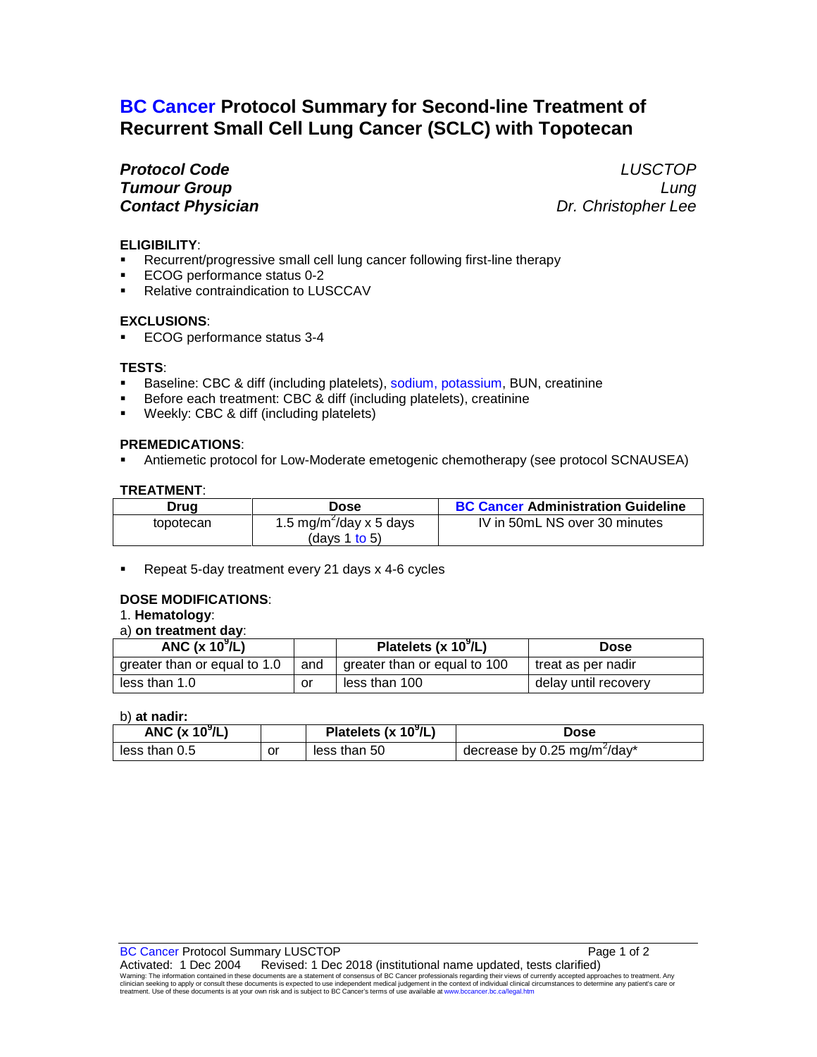# BC Cancer Protocol Summary for Second-line Treatment of Recurrent Small Cell Lung Cancer (SCLC) with Topotecan

| | |
|---|---|
| ***Protocol Code*** | *LUSCTOP* |
| ***Tumour Group*** | *Lung* |
| ***Contact Physician*** | *Dr. Christopher Lee* |

**ELIGIBILITY**:

- Recurrent/progressive small cell lung cancer following first-line therapy
- ECOG performance status 0-2
- Relative contraindication to LUSCCAV

**EXCLUSIONS**:

- ECOG performance status 3-4

**TESTS**:

- Baseline: CBC & diff (including platelets), sodium, potassium, BUN, creatinine
- Before each treatment: CBC & diff (including platelets), creatinine
- Weekly: CBC & diff (including platelets)

**PREMEDICATIONS**:

- Antiemetic protocol for Low-Moderate emetogenic chemotherapy (see protocol SCNAUSEA)

**TREATMENT**:

| Drug | Dose | BC Cancer Administration Guideline |
|---|---|---|
| topotecan | 1.5 mg/m$^2$/day x 5 days (days 1 to 5) | IV in 50mL NS over 30 minutes |

- Repeat 5-day treatment every 21 days x 4-6 cycles

**DOSE MODIFICATIONS**:

1. **Hematology**:

a) **on treatment day**:

| ANC (x 10$^9$/L) | | Platelets (x 10$^9$/L) | Dose |
|---|---|---|---|
| greater than or equal to 1.0 | and | greater than or equal to 100 | treat as per nadir |
| less than 1.0 | or | less than 100 | delay until recovery |

b) **at nadir:**

| ANC (x 10$^9$/L) | | Platelets (x 10$^9$/L) | Dose |
|---|---|---|---|
| less than 0.5 | or | less than 50 | decrease by 0.25 mg/m$^2$/day* |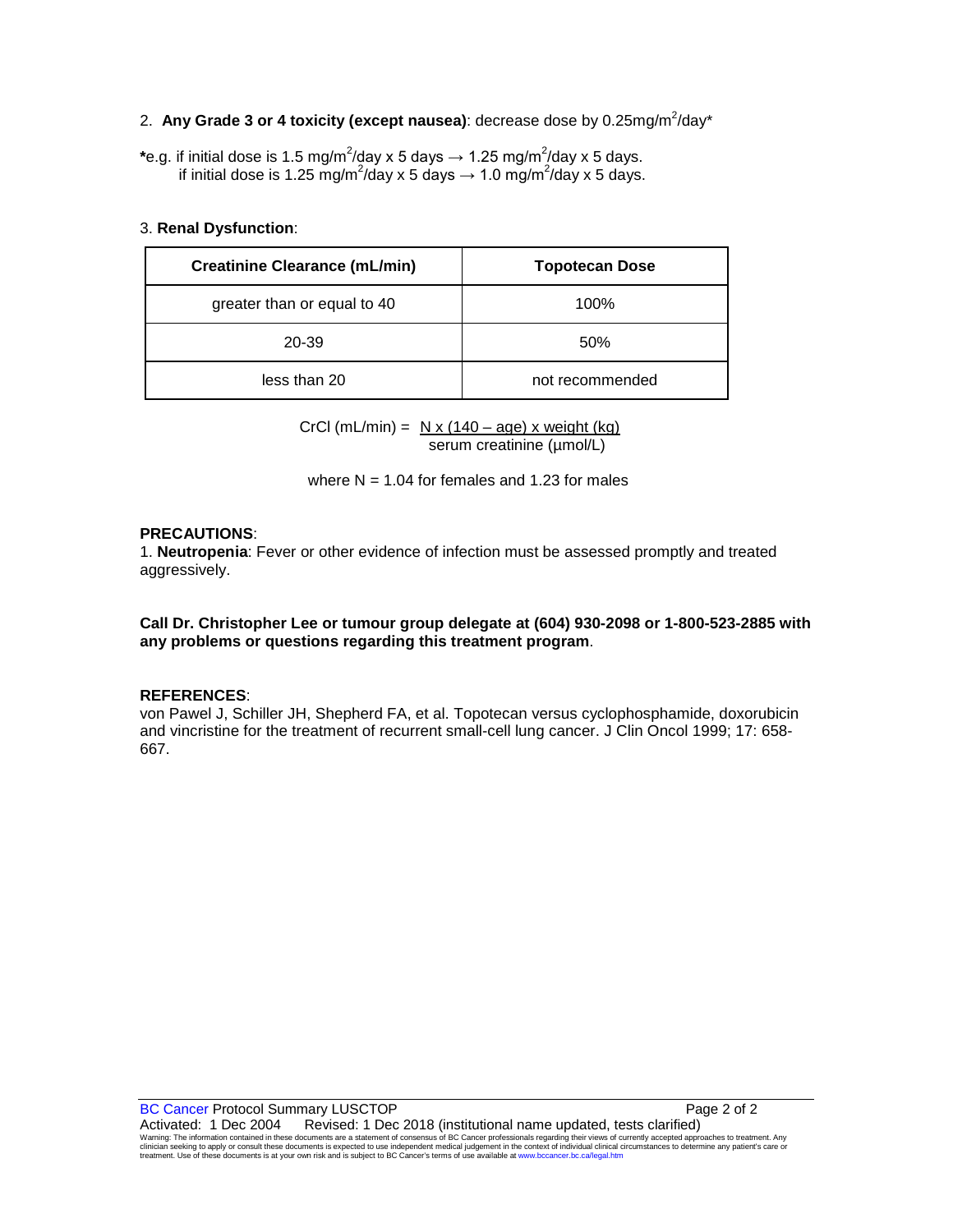2. **Any Grade 3 or 4 toxicity (except nausea)**: decrease dose by 0.25mg/$m^2$/day*

*e.g. if initial dose is 1.5 mg/$m^2$/day x 5 days → 1.25 mg/$m^2$/day x 5 days.
if initial dose is 1.25 mg/$m^2$/day x 5 days → 1.0 mg/$m^2$/day x 5 days.

3. **Renal Dysfunction**:

| Creatinine Clearance (mL/min) | Topotecan Dose |
|---|---|
| greater than or equal to 40 | 100% |
| 20-39 | 50% |
| less than 20 | not recommended |

$$\text{CrCl (mL/min)} = \frac{\text{N x (140 – age) x weight (kg)}}{\text{serum creatinine (µmol/L)}}$$

where N = 1.04 for females and 1.23 for males

**PRECAUTIONS**:

1. **Neutropenia**: Fever or other evidence of infection must be assessed promptly and treated aggressively.

**Call Dr. Christopher Lee or tumour group delegate at (604) 930-2098 or 1-800-523-2885 with any problems or questions regarding this treatment program**.

**REFERENCES**:

von Pawel J, Schiller JH, Shepherd FA, et al. Topotecan versus cyclophosphamide, doxorubicin and vincristine for the treatment of recurrent small-cell lung cancer. J Clin Oncol 1999; 17: 658-667.